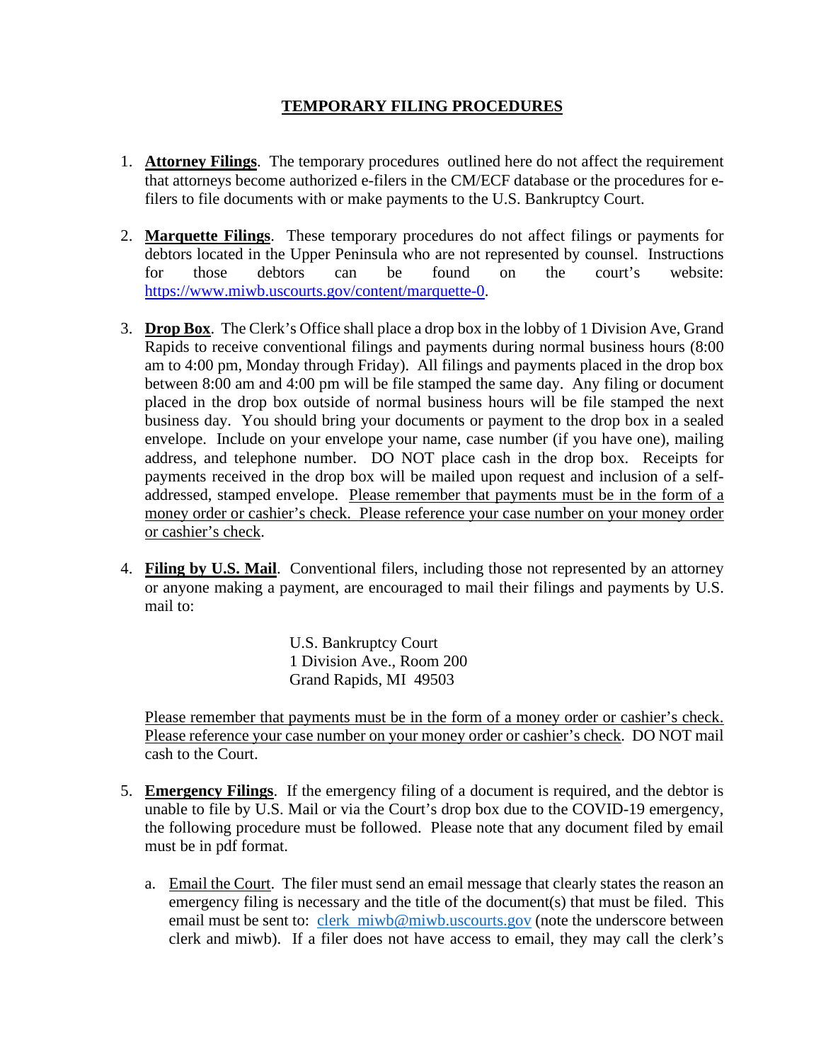# TEMPORARY FILING PROCEDURES

1. **Attorney Filings**. The temporary procedures outlined here do not affect the requirement that attorneys become authorized e-filers in the CM/ECF database or the procedures for e-filers to file documents with or make payments to the U.S. Bankruptcy Court.

2. **Marquette Filings**. These temporary procedures do not affect filings or payments for debtors located in the Upper Peninsula who are not represented by counsel. Instructions for those debtors can be found on the court's website: https://www.miwb.uscourts.gov/content/marquette-0.

3. **Drop Box**. The Clerk's Office shall place a drop box in the lobby of 1 Division Ave, Grand Rapids to receive conventional filings and payments during normal business hours (8:00 am to 4:00 pm, Monday through Friday). All filings and payments placed in the drop box between 8:00 am and 4:00 pm will be file stamped the same day. Any filing or document placed in the drop box outside of normal business hours will be file stamped the next business day. You should bring your documents or payment to the drop box in a sealed envelope. Include on your envelope your name, case number (if you have one), mailing address, and telephone number. DO NOT place cash in the drop box. Receipts for payments received in the drop box will be mailed upon request and inclusion of a self-addressed, stamped envelope. Please remember that payments must be in the form of a money order or cashier's check. Please reference your case number on your money order or cashier's check.

4. **Filing by U.S. Mail**. Conventional filers, including those not represented by an attorney or anyone making a payment, are encouraged to mail their filings and payments by U.S. mail to:

   U.S. Bankruptcy Court
   1 Division Ave., Room 200
   Grand Rapids, MI 49503

   Please remember that payments must be in the form of a money order or cashier's check. Please reference your case number on your money order or cashier's check. DO NOT mail cash to the Court.

5. **Emergency Filings**. If the emergency filing of a document is required, and the debtor is unable to file by U.S. Mail or via the Court's drop box due to the COVID-19 emergency, the following procedure must be followed. Please note that any document filed by email must be in pdf format.

   a. Email the Court. The filer must send an email message that clearly states the reason an emergency filing is necessary and the title of the document(s) that must be filed. This email must be sent to: clerk_miwb@miwb.uscourts.gov (note the underscore between clerk and miwb). If a filer does not have access to email, they may call the clerk's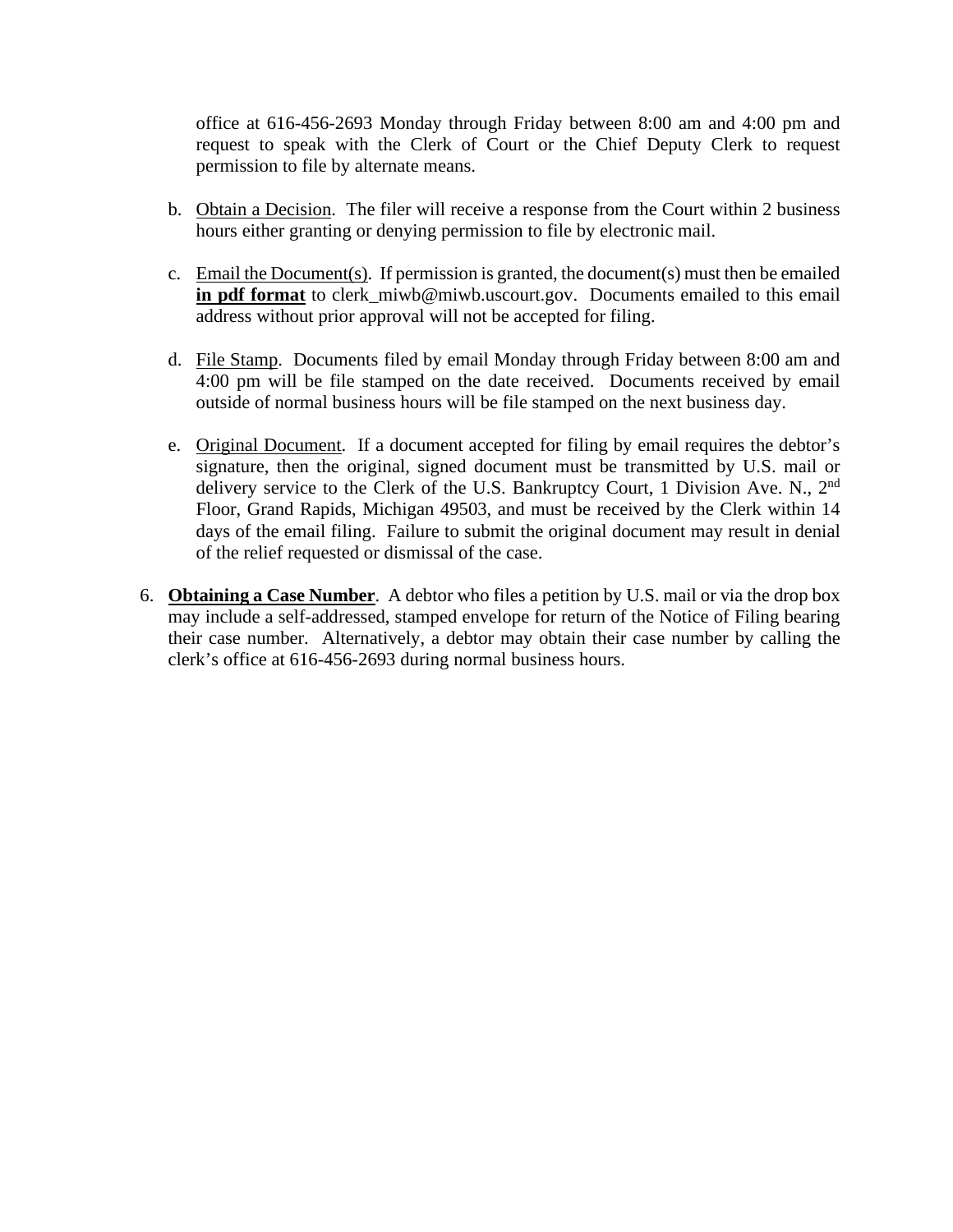office at 616-456-2693 Monday through Friday between 8:00 am and 4:00 pm and request to speak with the Clerk of Court or the Chief Deputy Clerk to request permission to file by alternate means.

b. Obtain a Decision. The filer will receive a response from the Court within 2 business hours either granting or denying permission to file by electronic mail.

c. Email the Document(s). If permission is granted, the document(s) must then be emailed **in pdf format** to clerk_miwb@miwb.uscourt.gov. Documents emailed to this email address without prior approval will not be accepted for filing.

d. File Stamp. Documents filed by email Monday through Friday between 8:00 am and 4:00 pm will be file stamped on the date received. Documents received by email outside of normal business hours will be file stamped on the next business day.

e. Original Document. If a document accepted for filing by email requires the debtor's signature, then the original, signed document must be transmitted by U.S. mail or delivery service to the Clerk of the U.S. Bankruptcy Court, 1 Division Ave. N., 2nd Floor, Grand Rapids, Michigan 49503, and must be received by the Clerk within 14 days of the email filing. Failure to submit the original document may result in denial of the relief requested or dismissal of the case.

6. **Obtaining a Case Number**. A debtor who files a petition by U.S. mail or via the drop box may include a self-addressed, stamped envelope for return of the Notice of Filing bearing their case number. Alternatively, a debtor may obtain their case number by calling the clerk's office at 616-456-2693 during normal business hours.